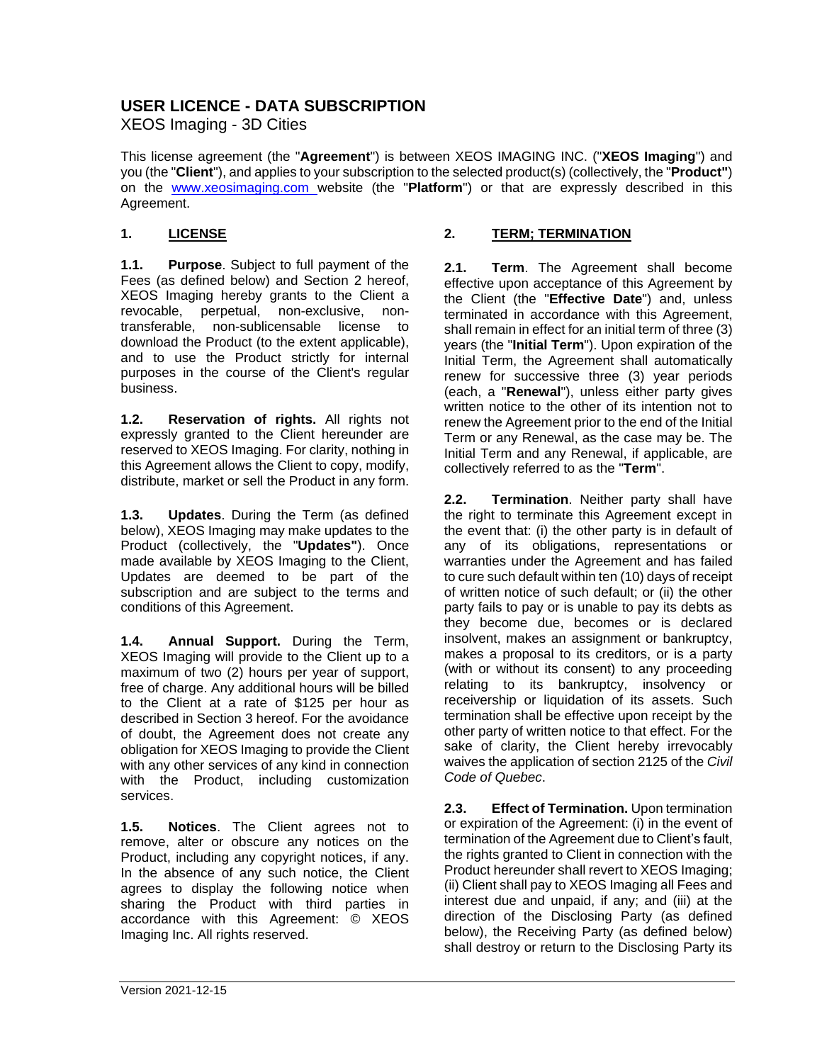# USER LICENCE - DATA SUBSCRIPTION

XEOS Imaging - 3D Cities

This license agreement (the "**Agreement**") is between XEOS IMAGING INC. ("**XEOS Imaging**") and you (the "**Client**"), and applies to your subscription to the selected product(s) (collectively, the "**Product"**) on the www.xeosimaging.com website (the "**Platform**") or that are expressly described in this Agreement.

## 1. LICENSE

**1.1. Purpose**. Subject to full payment of the Fees (as defined below) and Section 2 hereof, XEOS Imaging hereby grants to the Client a revocable, perpetual, non-exclusive, non-transferable, non-sublicensable license to download the Product (to the extent applicable), and to use the Product strictly for internal purposes in the course of the Client's regular business.

**1.2. Reservation of rights.** All rights not expressly granted to the Client hereunder are reserved to XEOS Imaging. For clarity, nothing in this Agreement allows the Client to copy, modify, distribute, market or sell the Product in any form.

**1.3. Updates**. During the Term (as defined below), XEOS Imaging may make updates to the Product (collectively, the "**Updates"**). Once made available by XEOS Imaging to the Client, Updates are deemed to be part of the subscription and are subject to the terms and conditions of this Agreement.

**1.4. Annual Support.** During the Term, XEOS Imaging will provide to the Client up to a maximum of two (2) hours per year of support, free of charge. Any additional hours will be billed to the Client at a rate of $125 per hour as described in Section 3 hereof. For the avoidance of doubt, the Agreement does not create any obligation for XEOS Imaging to provide the Client with any other services of any kind in connection with the Product, including customization services.

**1.5. Notices**. The Client agrees not to remove, alter or obscure any notices on the Product, including any copyright notices, if any. In the absence of any such notice, the Client agrees to display the following notice when sharing the Product with third parties in accordance with this Agreement: © XEOS Imaging Inc. All rights reserved.

## 2. TERM; TERMINATION

**2.1. Term**. The Agreement shall become effective upon acceptance of this Agreement by the Client (the "**Effective Date**") and, unless terminated in accordance with this Agreement, shall remain in effect for an initial term of three (3) years (the "**Initial Term**"). Upon expiration of the Initial Term, the Agreement shall automatically renew for successive three (3) year periods (each, a "**Renewal**"), unless either party gives written notice to the other of its intention not to renew the Agreement prior to the end of the Initial Term or any Renewal, as the case may be. The Initial Term and any Renewal, if applicable, are collectively referred to as the "**Term**".

**2.2. Termination**. Neither party shall have the right to terminate this Agreement except in the event that: (i) the other party is in default of any of its obligations, representations or warranties under the Agreement and has failed to cure such default within ten (10) days of receipt of written notice of such default; or (ii) the other party fails to pay or is unable to pay its debts as they become due, becomes or is declared insolvent, makes an assignment or bankruptcy, makes a proposal to its creditors, or is a party (with or without its consent) to any proceeding relating to its bankruptcy, insolvency or receivership or liquidation of its assets. Such termination shall be effective upon receipt by the other party of written notice to that effect. For the sake of clarity, the Client hereby irrevocably waives the application of section 2125 of the *Civil Code of Quebec*.

**2.3. Effect of Termination.** Upon termination or expiration of the Agreement: (i) in the event of termination of the Agreement due to Client's fault, the rights granted to Client in connection with the Product hereunder shall revert to XEOS Imaging; (ii) Client shall pay to XEOS Imaging all Fees and interest due and unpaid, if any; and (iii) at the direction of the Disclosing Party (as defined below), the Receiving Party (as defined below) shall destroy or return to the Disclosing Party its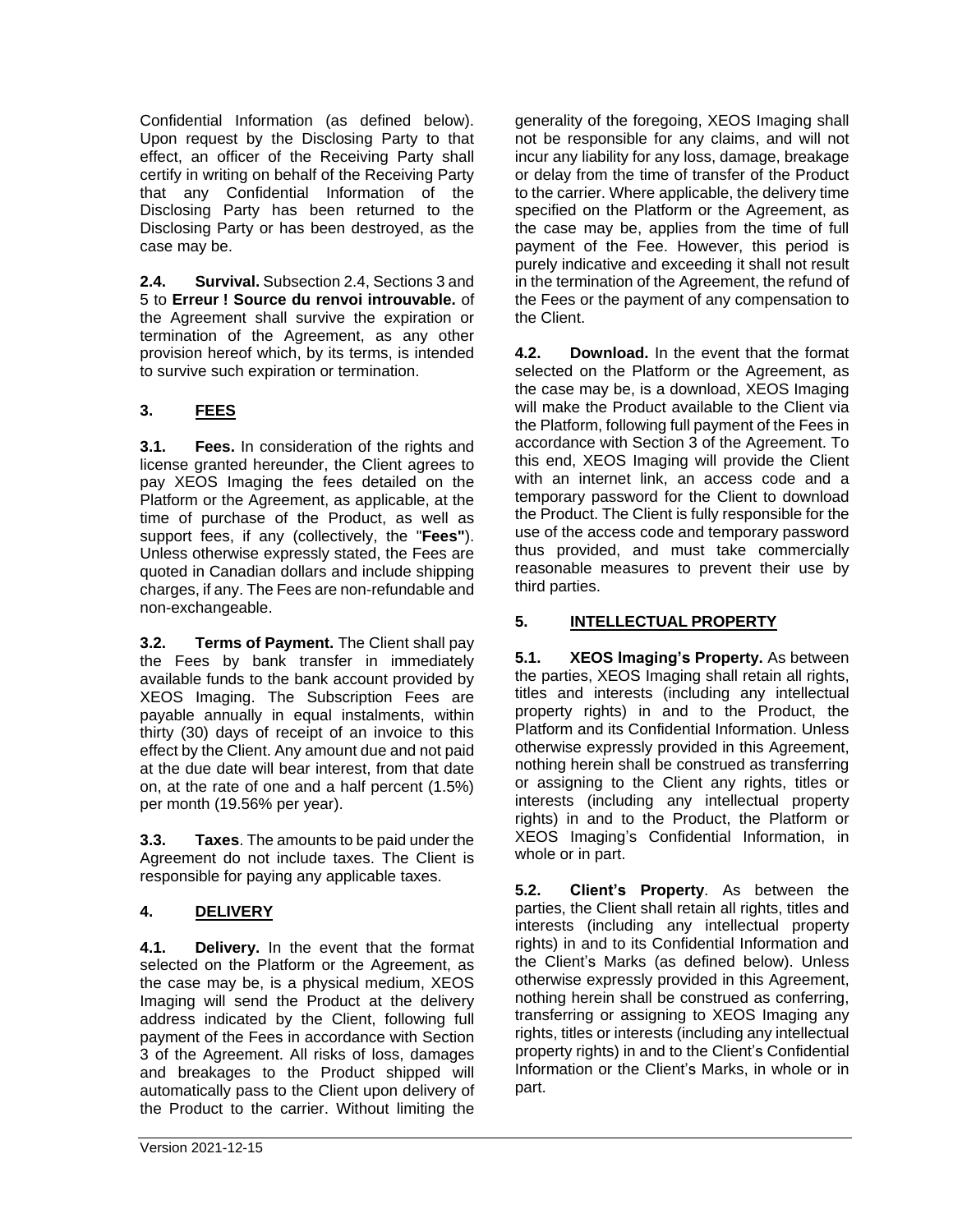Confidential Information (as defined below). Upon request by the Disclosing Party to that effect, an officer of the Receiving Party shall certify in writing on behalf of the Receiving Party that any Confidential Information of the Disclosing Party has been returned to the Disclosing Party or has been destroyed, as the case may be.

**2.4. Survival.** Subsection 2.4, Sections 3 and 5 to **Erreur ! Source du renvoi introuvable.** of the Agreement shall survive the expiration or termination of the Agreement, as any other provision hereof which, by its terms, is intended to survive such expiration or termination.

## 3. FEES

**3.1. Fees.** In consideration of the rights and license granted hereunder, the Client agrees to pay XEOS Imaging the fees detailed on the Platform or the Agreement, as applicable, at the time of purchase of the Product, as well as support fees, if any (collectively, the "**Fees"**). Unless otherwise expressly stated, the Fees are quoted in Canadian dollars and include shipping charges, if any. The Fees are non-refundable and non-exchangeable.

**3.2. Terms of Payment.** The Client shall pay the Fees by bank transfer in immediately available funds to the bank account provided by XEOS Imaging. The Subscription Fees are payable annually in equal instalments, within thirty (30) days of receipt of an invoice to this effect by the Client. Any amount due and not paid at the due date will bear interest, from that date on, at the rate of one and a half percent (1.5%) per month (19.56% per year).

**3.3. Taxes**. The amounts to be paid under the Agreement do not include taxes. The Client is responsible for paying any applicable taxes.

## 4. DELIVERY

**4.1. Delivery.** In the event that the format selected on the Platform or the Agreement, as the case may be, is a physical medium, XEOS Imaging will send the Product at the delivery address indicated by the Client, following full payment of the Fees in accordance with Section 3 of the Agreement. All risks of loss, damages and breakages to the Product shipped will automatically pass to the Client upon delivery of the Product to the carrier. Without limiting the generality of the foregoing, XEOS Imaging shall not be responsible for any claims, and will not incur any liability for any loss, damage, breakage or delay from the time of transfer of the Product to the carrier. Where applicable, the delivery time specified on the Platform or the Agreement, as the case may be, applies from the time of full payment of the Fee. However, this period is purely indicative and exceeding it shall not result in the termination of the Agreement, the refund of the Fees or the payment of any compensation to the Client.

**4.2. Download.** In the event that the format selected on the Platform or the Agreement, as the case may be, is a download, XEOS Imaging will make the Product available to the Client via the Platform, following full payment of the Fees in accordance with Section 3 of the Agreement. To this end, XEOS Imaging will provide the Client with an internet link, an access code and a temporary password for the Client to download the Product. The Client is fully responsible for the use of the access code and temporary password thus provided, and must take commercially reasonable measures to prevent their use by third parties.

## 5. INTELLECTUAL PROPERTY

**5.1. XEOS Imaging's Property.** As between the parties, XEOS Imaging shall retain all rights, titles and interests (including any intellectual property rights) in and to the Product, the Platform and its Confidential Information. Unless otherwise expressly provided in this Agreement, nothing herein shall be construed as transferring or assigning to the Client any rights, titles or interests (including any intellectual property rights) in and to the Product, the Platform or XEOS Imaging's Confidential Information, in whole or in part.

**5.2. Client's Property**. As between the parties, the Client shall retain all rights, titles and interests (including any intellectual property rights) in and to its Confidential Information and the Client's Marks (as defined below). Unless otherwise expressly provided in this Agreement, nothing herein shall be construed as conferring, transferring or assigning to XEOS Imaging any rights, titles or interests (including any intellectual property rights) in and to the Client's Confidential Information or the Client's Marks, in whole or in part.

Version 2021-12-15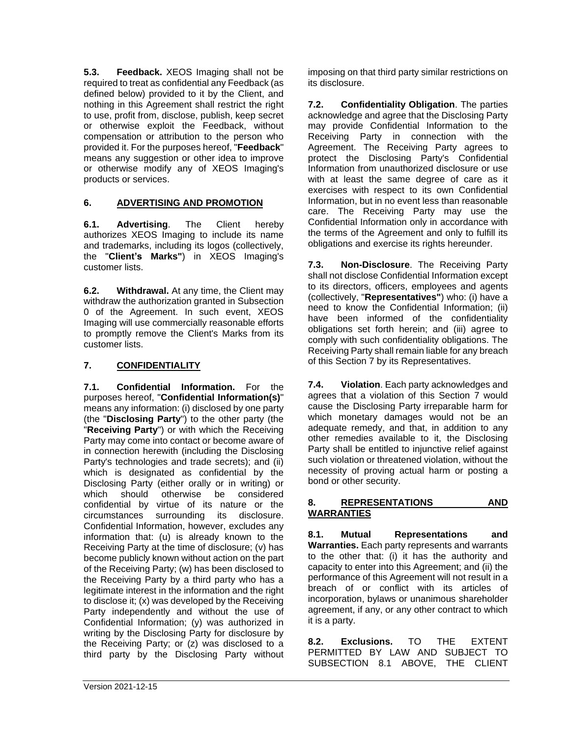**5.3. Feedback.** XEOS Imaging shall not be required to treat as confidential any Feedback (as defined below) provided to it by the Client, and nothing in this Agreement shall restrict the right to use, profit from, disclose, publish, keep secret or otherwise exploit the Feedback, without compensation or attribution to the person who provided it. For the purposes hereof, "**Feedback**" means any suggestion or other idea to improve or otherwise modify any of XEOS Imaging's products or services.

## 6. ADVERTISING AND PROMOTION

**6.1. Advertising**. The Client hereby authorizes XEOS Imaging to include its name and trademarks, including its logos (collectively, the "**Client's Marks"**) in XEOS Imaging's customer lists.

**6.2. Withdrawal.** At any time, the Client may withdraw the authorization granted in Subsection 0 of the Agreement. In such event, XEOS Imaging will use commercially reasonable efforts to promptly remove the Client's Marks from its customer lists.

## 7. CONFIDENTIALITY

**7.1. Confidential Information.** For the purposes hereof, "**Confidential Information(s)**" means any information: (i) disclosed by one party (the "**Disclosing Party**") to the other party (the "**Receiving Party**") or with which the Receiving Party may come into contact or become aware of in connection herewith (including the Disclosing Party's technologies and trade secrets); and (ii) which is designated as confidential by the Disclosing Party (either orally or in writing) or which should otherwise be considered confidential by virtue of its nature or the circumstances surrounding its disclosure. Confidential Information, however, excludes any information that: (u) is already known to the Receiving Party at the time of disclosure; (v) has become publicly known without action on the part of the Receiving Party; (w) has been disclosed to the Receiving Party by a third party who has a legitimate interest in the information and the right to disclose it; (x) was developed by the Receiving Party independently and without the use of Confidential Information; (y) was authorized in writing by the Disclosing Party for disclosure by the Receiving Party; or (z) was disclosed to a third party by the Disclosing Party without imposing on that third party similar restrictions on its disclosure.

**7.2. Confidentiality Obligation**. The parties acknowledge and agree that the Disclosing Party may provide Confidential Information to the Receiving Party in connection with the Agreement. The Receiving Party agrees to protect the Disclosing Party's Confidential Information from unauthorized disclosure or use with at least the same degree of care as it exercises with respect to its own Confidential Information, but in no event less than reasonable care. The Receiving Party may use the Confidential Information only in accordance with the terms of the Agreement and only to fulfill its obligations and exercise its rights hereunder.

**7.3. Non-Disclosure**. The Receiving Party shall not disclose Confidential Information except to its directors, officers, employees and agents (collectively, "**Representatives"**) who: (i) have a need to know the Confidential Information; (ii) have been informed of the confidentiality obligations set forth herein; and (iii) agree to comply with such confidentiality obligations. The Receiving Party shall remain liable for any breach of this Section 7 by its Representatives.

**7.4. Violation**. Each party acknowledges and agrees that a violation of this Section 7 would cause the Disclosing Party irreparable harm for which monetary damages would not be an adequate remedy, and that, in addition to any other remedies available to it, the Disclosing Party shall be entitled to injunctive relief against such violation or threatened violation, without the necessity of proving actual harm or posting a bond or other security.

## 8. REPRESENTATIONS AND WARRANTIES

**8.1. Mutual Representations and Warranties.** Each party represents and warrants to the other that: (i) it has the authority and capacity to enter into this Agreement; and (ii) the performance of this Agreement will not result in a breach of or conflict with its articles of incorporation, bylaws or unanimous shareholder agreement, if any, or any other contract to which it is a party.

**8.2. Exclusions.** TO THE EXTENT PERMITTED BY LAW AND SUBJECT TO SUBSECTION 8.1 ABOVE, THE CLIENT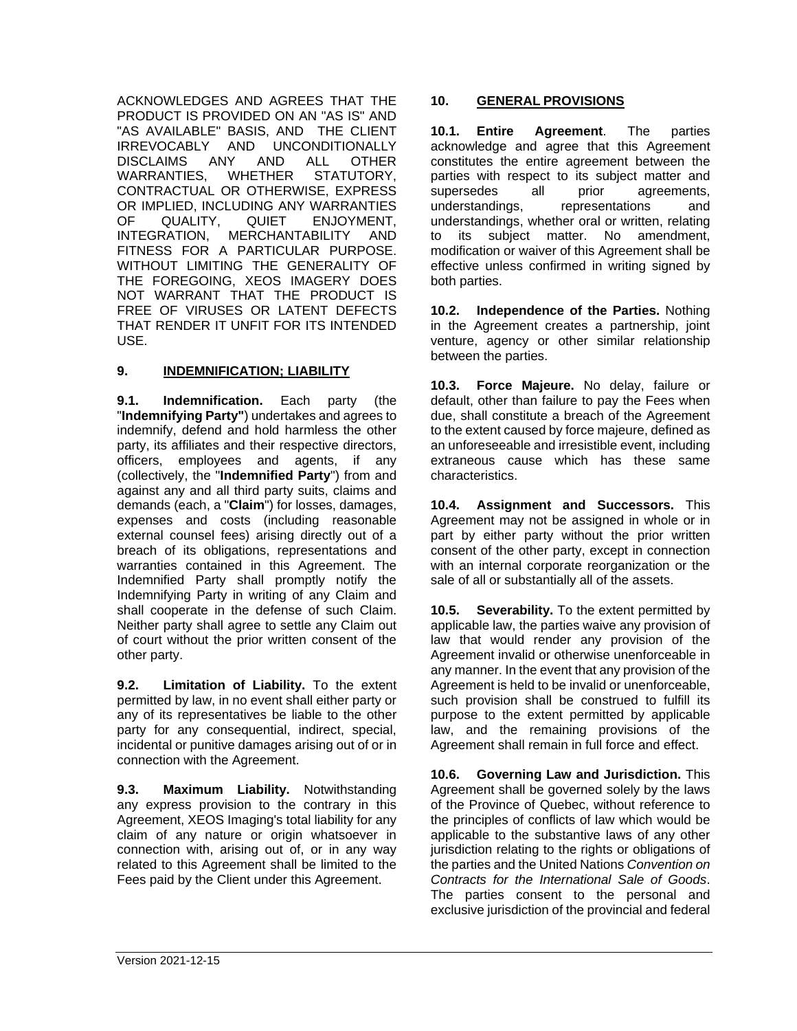ACKNOWLEDGES AND AGREES THAT THE PRODUCT IS PROVIDED ON AN "AS IS" AND "AS AVAILABLE" BASIS, AND THE CLIENT IRREVOCABLY AND UNCONDITIONALLY DISCLAIMS ANY AND ALL OTHER WARRANTIES, WHETHER STATUTORY, CONTRACTUAL OR OTHERWISE, EXPRESS OR IMPLIED, INCLUDING ANY WARRANTIES OF QUALITY, QUIET ENJOYMENT, INTEGRATION, MERCHANTABILITY AND FITNESS FOR A PARTICULAR PURPOSE. WITHOUT LIMITING THE GENERALITY OF THE FOREGOING, XEOS IMAGERY DOES NOT WARRANT THAT THE PRODUCT IS FREE OF VIRUSES OR LATENT DEFECTS THAT RENDER IT UNFIT FOR ITS INTENDED USE.

## 9. INDEMNIFICATION; LIABILITY

**9.1. Indemnification.** Each party (the "**Indemnifying Party"**) undertakes and agrees to indemnify, defend and hold harmless the other party, its affiliates and their respective directors, officers, employees and agents, if any (collectively, the "**Indemnified Party**") from and against any and all third party suits, claims and demands (each, a "**Claim**") for losses, damages, expenses and costs (including reasonable external counsel fees) arising directly out of a breach of its obligations, representations and warranties contained in this Agreement. The Indemnified Party shall promptly notify the Indemnifying Party in writing of any Claim and shall cooperate in the defense of such Claim. Neither party shall agree to settle any Claim out of court without the prior written consent of the other party.

**9.2. Limitation of Liability.** To the extent permitted by law, in no event shall either party or any of its representatives be liable to the other party for any consequential, indirect, special, incidental or punitive damages arising out of or in connection with the Agreement.

**9.3. Maximum Liability.** Notwithstanding any express provision to the contrary in this Agreement, XEOS Imaging's total liability for any claim of any nature or origin whatsoever in connection with, arising out of, or in any way related to this Agreement shall be limited to the Fees paid by the Client under this Agreement.

## 10. GENERAL PROVISIONS

**10.1. Entire Agreement**. The parties acknowledge and agree that this Agreement constitutes the entire agreement between the parties with respect to its subject matter and supersedes all prior agreements, understandings, representations and understandings, whether oral or written, relating to its subject matter. No amendment, modification or waiver of this Agreement shall be effective unless confirmed in writing signed by both parties.

**10.2. Independence of the Parties.** Nothing in the Agreement creates a partnership, joint venture, agency or other similar relationship between the parties.

**10.3. Force Majeure.** No delay, failure or default, other than failure to pay the Fees when due, shall constitute a breach of the Agreement to the extent caused by force majeure, defined as an unforeseeable and irresistible event, including extraneous cause which has these same characteristics.

**10.4. Assignment and Successors.** This Agreement may not be assigned in whole or in part by either party without the prior written consent of the other party, except in connection with an internal corporate reorganization or the sale of all or substantially all of the assets.

**10.5. Severability.** To the extent permitted by applicable law, the parties waive any provision of law that would render any provision of the Agreement invalid or otherwise unenforceable in any manner. In the event that any provision of the Agreement is held to be invalid or unenforceable, such provision shall be construed to fulfill its purpose to the extent permitted by applicable law, and the remaining provisions of the Agreement shall remain in full force and effect.

**10.6. Governing Law and Jurisdiction.** This Agreement shall be governed solely by the laws of the Province of Quebec, without reference to the principles of conflicts of law which would be applicable to the substantive laws of any other jurisdiction relating to the rights or obligations of the parties and the United Nations *Convention on Contracts for the International Sale of Goods*. The parties consent to the personal and exclusive jurisdiction of the provincial and federal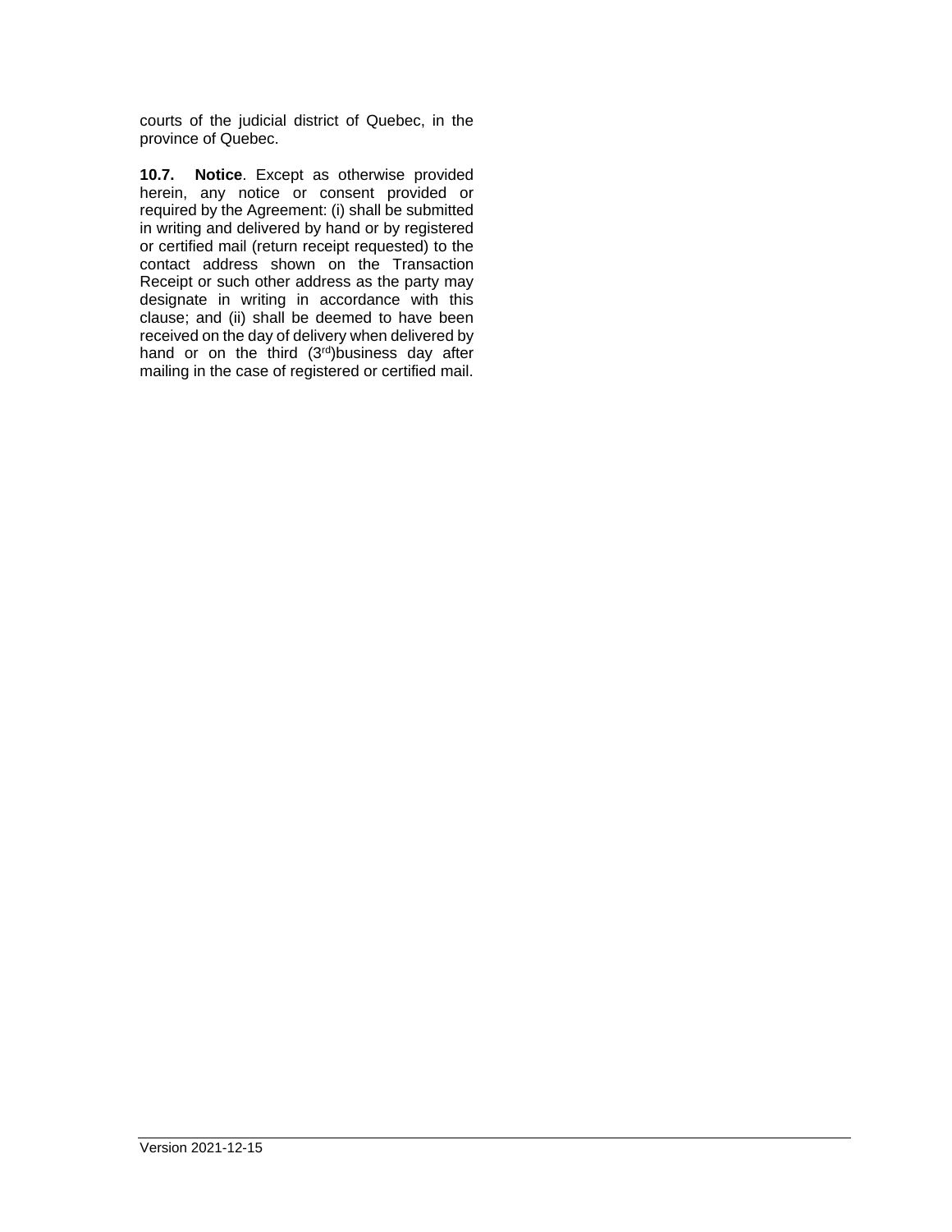courts of the judicial district of Quebec, in the province of Quebec.

**10.7. Notice**. Except as otherwise provided herein, any notice or consent provided or required by the Agreement: (i) shall be submitted in writing and delivered by hand or by registered or certified mail (return receipt requested) to the contact address shown on the Transaction Receipt or such other address as the party may designate in writing in accordance with this clause; and (ii) shall be deemed to have been received on the day of delivery when delivered by hand or on the third (3rd)business day after mailing in the case of registered or certified mail.

Version 2021-12-15